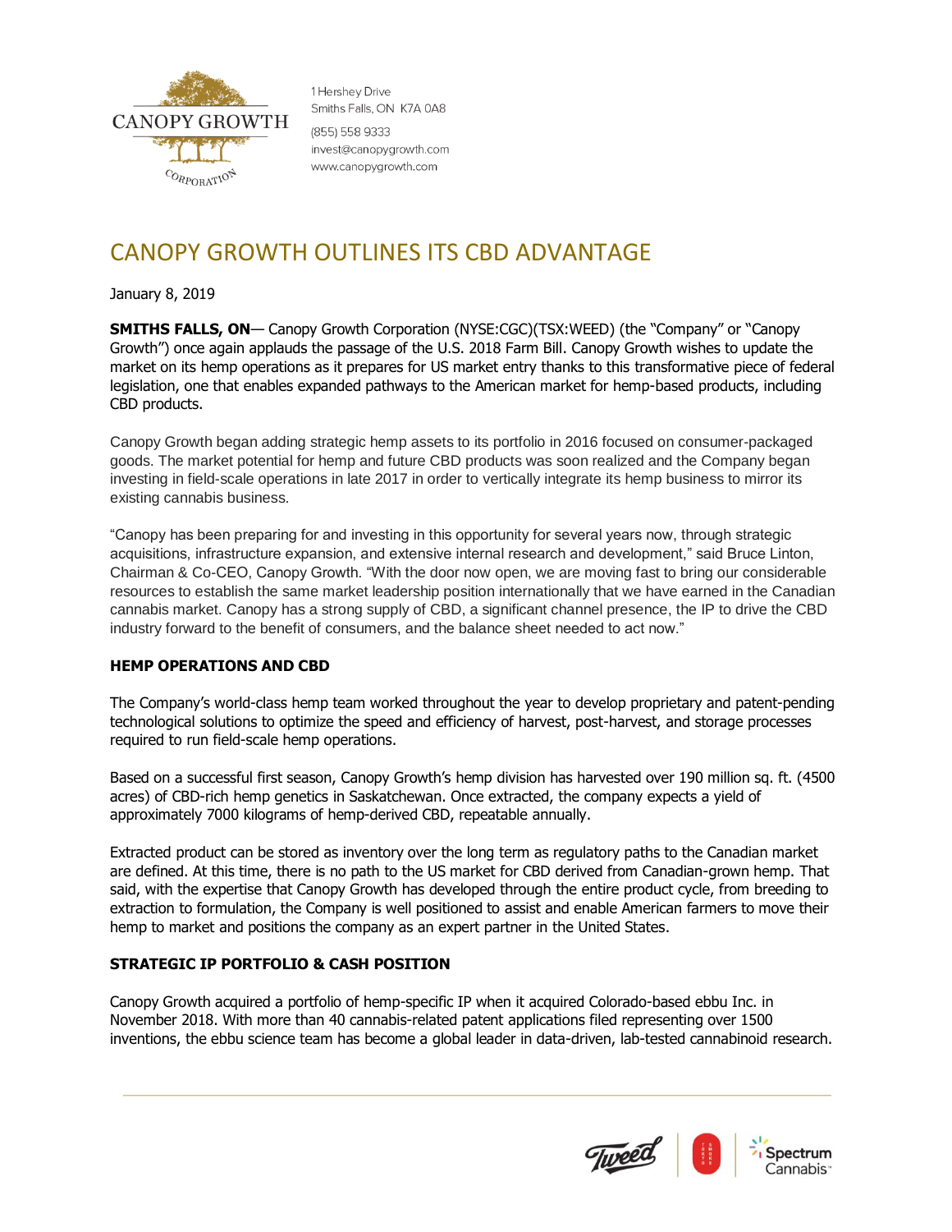CANOPY GROWTH CORPORATION

1 Hershey Drive
Smiths Falls, ON K7A 0A8
(855) 558 9333
invest@canopygrowth.com
www.canopygrowth.com

# CANOPY GROWTH OUTLINES ITS CBD ADVANTAGE

January 8, 2019

**SMITHS FALLS, ON**— Canopy Growth Corporation (NYSE:CGC)(TSX:WEED) (the "Company" or "Canopy Growth") once again applauds the passage of the U.S. 2018 Farm Bill. Canopy Growth wishes to update the market on its hemp operations as it prepares for US market entry thanks to this transformative piece of federal legislation, one that enables expanded pathways to the American market for hemp-based products, including CBD products.

Canopy Growth began adding strategic hemp assets to its portfolio in 2016 focused on consumer-packaged goods. The market potential for hemp and future CBD products was soon realized and the Company began investing in field-scale operations in late 2017 in order to vertically integrate its hemp business to mirror its existing cannabis business.

"Canopy has been preparing for and investing in this opportunity for several years now, through strategic acquisitions, infrastructure expansion, and extensive internal research and development," said Bruce Linton, Chairman & Co-CEO, Canopy Growth. "With the door now open, we are moving fast to bring our considerable resources to establish the same market leadership position internationally that we have earned in the Canadian cannabis market. Canopy has a strong supply of CBD, a significant channel presence, the IP to drive the CBD industry forward to the benefit of consumers, and the balance sheet needed to act now."

## HEMP OPERATIONS AND CBD

The Company's world-class hemp team worked throughout the year to develop proprietary and patent-pending technological solutions to optimize the speed and efficiency of harvest, post-harvest, and storage processes required to run field-scale hemp operations.

Based on a successful first season, Canopy Growth's hemp division has harvested over 190 million sq. ft. (4500 acres) of CBD-rich hemp genetics in Saskatchewan. Once extracted, the company expects a yield of approximately 7000 kilograms of hemp-derived CBD, repeatable annually.

Extracted product can be stored as inventory over the long term as regulatory paths to the Canadian market are defined. At this time, there is no path to the US market for CBD derived from Canadian-grown hemp. That said, with the expertise that Canopy Growth has developed through the entire product cycle, from breeding to extraction to formulation, the Company is well positioned to assist and enable American farmers to move their hemp to market and positions the company as an expert partner in the United States.

## STRATEGIC IP PORTFOLIO & CASH POSITION

Canopy Growth acquired a portfolio of hemp-specific IP when it acquired Colorado-based ebbu Inc. in November 2018. With more than 40 cannabis-related patent applications filed representing over 1500 inventions, the ebbu science team has become a global leader in data-driven, lab-tested cannabinoid research.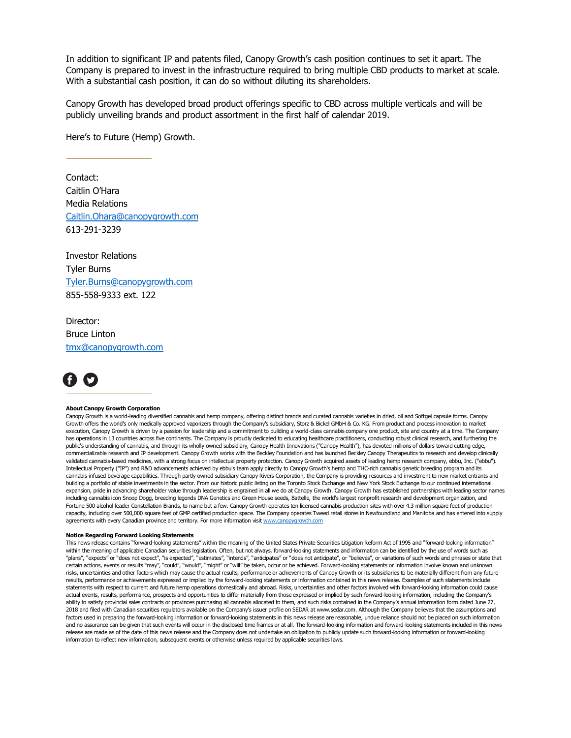In addition to significant IP and patents filed, Canopy Growth's cash position continues to set it apart. The Company is prepared to invest in the infrastructure required to bring multiple CBD products to market at scale. With a substantial cash position, it can do so without diluting its shareholders.

Canopy Growth has developed broad product offerings specific to CBD across multiple verticals and will be publicly unveiling brands and product assortment in the first half of calendar 2019.

Here's to Future (Hemp) Growth.

---

Contact:
Caitlin O'Hara
Media Relations
[Caitlin.Ohara@canopygrowth.com](mailto:Caitlin.Ohara@canopygrowth.com)
613-291-3239

Investor Relations
Tyler Burns
[Tyler.Burns@canopygrowth.com](mailto:Tyler.Burns@canopygrowth.com)
855-558-9333 ext. 122

Director:
Bruce Linton
[tmx@canopygrowth.com](mailto:tmx@canopygrowth.com)

---

**About Canopy Growth Corporation**
Canopy Growth is a world-leading diversified cannabis and hemp company, offering distinct brands and curated cannabis varieties in dried, oil and Softgel capsule forms. Canopy Growth offers the world's only medically approved vaporizers through the Company's subsidiary, Storz & Bickel GMbH & Co. KG. From product and process innovation to market execution, Canopy Growth is driven by a passion for leadership and a commitment to building a world-class cannabis company one product, site and country at a time. The Company has operations in 13 countries across five continents. The Company is proudly dedicated to educating healthcare practitioners, conducting robust clinical research, and furthering the public's understanding of cannabis, and through its wholly owned subsidiary, Canopy Health Innovations ("Canopy Health"), has devoted millions of dollars toward cutting edge, commercializable research and IP development. Canopy Growth works with the Beckley Foundation and has launched Beckley Canopy Therapeutics to research and develop clinically validated cannabis-based medicines, with a strong focus on intellectual property protection. Canopy Growth acquired assets of leading hemp research company, ebbu, Inc. ("ebbu"). Intellectual Property ("IP") and R&D advancements achieved by ebbu's team apply directly to Canopy Growth's hemp and THC-rich cannabis genetic breeding program and its cannabis-infused beverage capabilities. Through partly owned subsidiary Canopy Rivers Corporation, the Company is providing resources and investment to new market entrants and building a portfolio of stable investments in the sector. From our historic public listing on the Toronto Stock Exchange and New York Stock Exchange to our continued international expansion, pride in advancing shareholder value through leadership is engrained in all we do at Canopy Growth. Canopy Growth has established partnerships with leading sector names including cannabis icon Snoop Dogg, breeding legends DNA Genetics and Green House seeds, Battelle, the world's largest nonprofit research and development organization, and Fortune 500 alcohol leader Constellation Brands, to name but a few. Canopy Growth operates ten licensed cannabis production sites with over 4.3 million square feet of production capacity, including over 500,000 square feet of GMP certified production space. The Company operates Tweed retail stores in Newfoundland and Manitoba and has entered into supply agreements with every Canadian province and territory. For more information visit [www.canopygrowth.com](http://www.canopygrowth.com)

**Notice Regarding Forward Looking Statements**
This news release contains "forward-looking statements" within the meaning of the United States Private Securities Litigation Reform Act of 1995 and "forward-looking information" within the meaning of applicable Canadian securities legislation. Often, but not always, forward-looking statements and information can be identified by the use of words such as "plans", "expects" or "does not expect", "is expected", "estimates", "intends", "anticipates" or "does not anticipate", or "believes", or variations of such words and phrases or state that certain actions, events or results "may", "could", "would", "might" or "will" be taken, occur or be achieved. Forward-looking statements or information involve known and unknown risks, uncertainties and other factors which may cause the actual results, performance or achievements of Canopy Growth or its subsidiaries to be materially different from any future results, performance or achievements expressed or implied by the forward-looking statements or information contained in this news release. Examples of such statements include statements with respect to current and future hemp operations domestically and abroad. Risks, uncertainties and other factors involved with forward-looking information could cause actual events, results, performance, prospects and opportunities to differ materially from those expressed or implied by such forward-looking information, including the Company's ability to satisfy provincial sales contracts or provinces purchasing all cannabis allocated to them, and such risks contained in the Company's annual information form dated June 27, 2018 and filed with Canadian securities regulators available on the Company's issuer profile on SEDAR at www.sedar.com. Although the Company believes that the assumptions and factors used in preparing the forward-looking information or forward-looking statements in this news release are reasonable, undue reliance should not be placed on such information and no assurance can be given that such events will occur in the disclosed time frames or at all. The forward-looking information and forward-looking statements included in this news release are made as of the date of this news release and the Company does not undertake an obligation to publicly update such forward-looking information or forward-looking information to reflect new information, subsequent events or otherwise unless required by applicable securities laws.